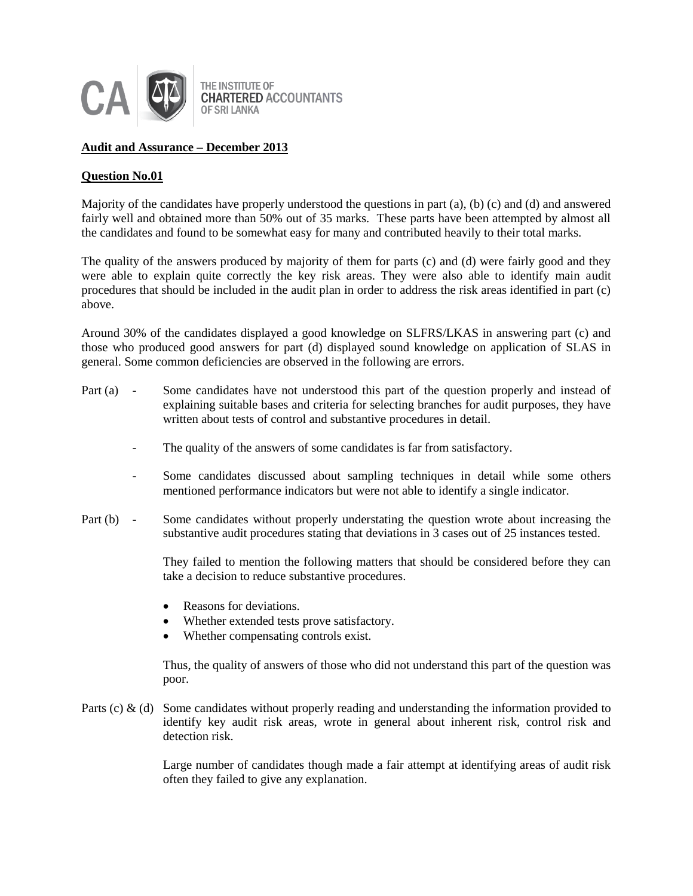THE INSTITUTE OF CHARTERED ACCOUNTANTS OF SRI LANKA

**Audit and Assurance – December 2013**

**Question No.01**

Majority of the candidates have properly understood the questions in part (a), (b) (c) and (d) and answered fairly well and obtained more than 50% out of 35 marks. These parts have been attempted by almost all the candidates and found to be somewhat easy for many and contributed heavily to their total marks.

The quality of the answers produced by majority of them for parts (c) and (d) were fairly good and they were able to explain quite correctly the key risk areas. They were also able to identify main audit procedures that should be included in the audit plan in order to address the risk areas identified in part (c) above.

Around 30% of the candidates displayed a good knowledge on SLFRS/LKAS in answering part (c) and those who produced good answers for part (d) displayed sound knowledge on application of SLAS in general. Some common deficiencies are observed in the following are errors.

Part (a)

- Some candidates have not understood this part of the question properly and instead of explaining suitable bases and criteria for selecting branches for audit purposes, they have written about tests of control and substantive procedures in detail.
- The quality of the answers of some candidates is far from satisfactory.
- Some candidates discussed about sampling techniques in detail while some others mentioned performance indicators but were not able to identify a single indicator.

Part (b)

- Some candidates without properly understating the question wrote about increasing the substantive audit procedures stating that deviations in 3 cases out of 25 instances tested.

They failed to mention the following matters that should be considered before they can take a decision to reduce substantive procedures.

- Reasons for deviations.
- Whether extended tests prove satisfactory.
- Whether compensating controls exist.

Thus, the quality of answers of those who did not understand this part of the question was poor.

Parts (c) & (d)

Some candidates without properly reading and understanding the information provided to identify key audit risk areas, wrote in general about inherent risk, control risk and detection risk.

Large number of candidates though made a fair attempt at identifying areas of audit risk often they failed to give any explanation.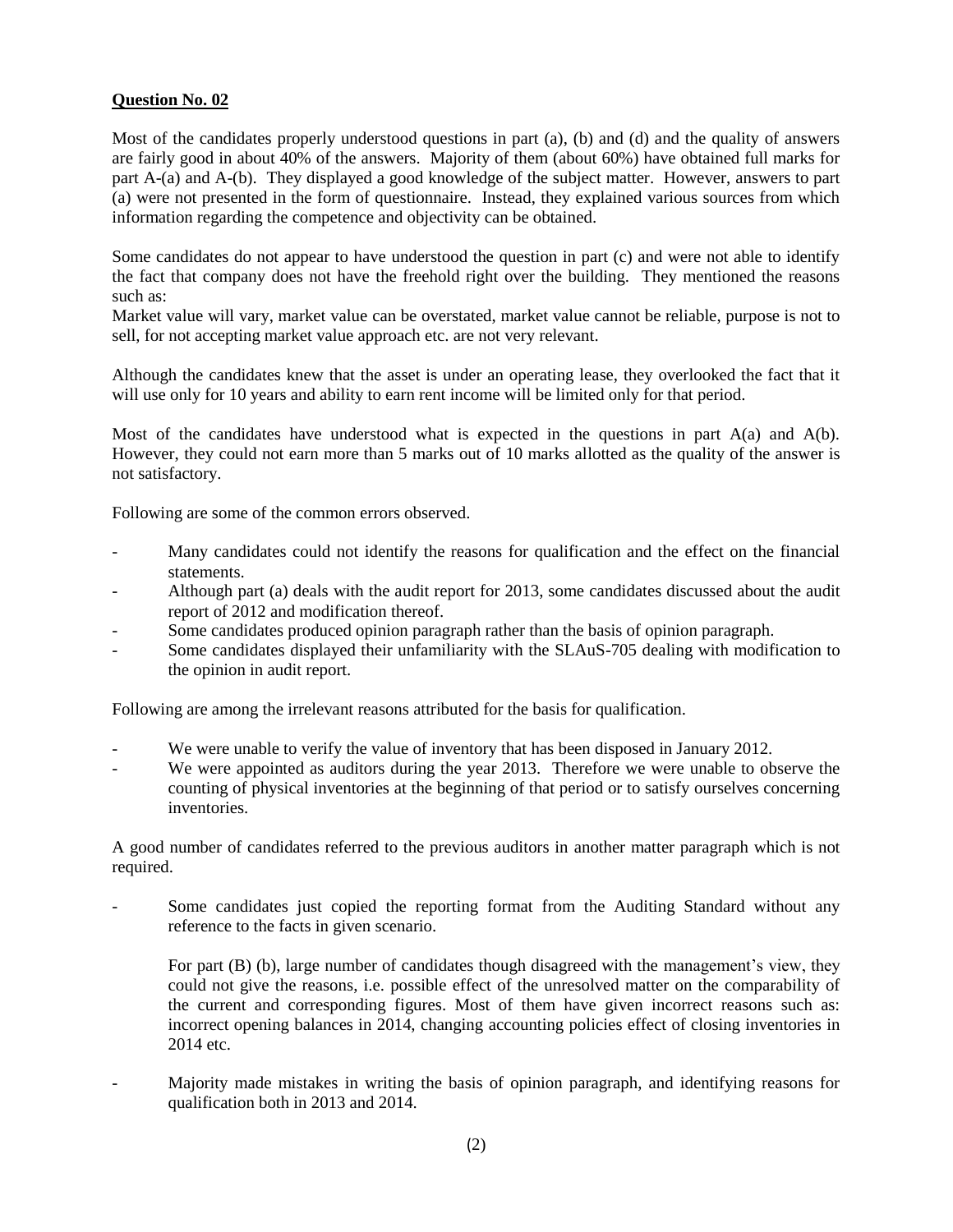**Question No. 02**

Most of the candidates properly understood questions in part (a), (b) and (d) and the quality of answers are fairly good in about 40% of the answers. Majority of them (about 60%) have obtained full marks for part A-(a) and A-(b). They displayed a good knowledge of the subject matter. However, answers to part (a) were not presented in the form of questionnaire. Instead, they explained various sources from which information regarding the competence and objectivity can be obtained.

Some candidates do not appear to have understood the question in part (c) and were not able to identify the fact that company does not have the freehold right over the building. They mentioned the reasons such as:
Market value will vary, market value can be overstated, market value cannot be reliable, purpose is not to sell, for not accepting market value approach etc. are not very relevant.

Although the candidates knew that the asset is under an operating lease, they overlooked the fact that it will use only for 10 years and ability to earn rent income will be limited only for that period.

Most of the candidates have understood what is expected in the questions in part A(a) and A(b). However, they could not earn more than 5 marks out of 10 marks allotted as the quality of the answer is not satisfactory.

Following are some of the common errors observed.

- Many candidates could not identify the reasons for qualification and the effect on the financial statements.
- Although part (a) deals with the audit report for 2013, some candidates discussed about the audit report of 2012 and modification thereof.
- Some candidates produced opinion paragraph rather than the basis of opinion paragraph.
- Some candidates displayed their unfamiliarity with the SLAuS-705 dealing with modification to the opinion in audit report.

Following are among the irrelevant reasons attributed for the basis for qualification.

- We were unable to verify the value of inventory that has been disposed in January 2012.
- We were appointed as auditors during the year 2013. Therefore we were unable to observe the counting of physical inventories at the beginning of that period or to satisfy ourselves concerning inventories.

A good number of candidates referred to the previous auditors in another matter paragraph which is not required.

- Some candidates just copied the reporting format from the Auditing Standard without any reference to the facts in given scenario.

  For part (B) (b), large number of candidates though disagreed with the management's view, they could not give the reasons, i.e. possible effect of the unresolved matter on the comparability of the current and corresponding figures. Most of them have given incorrect reasons such as: incorrect opening balances in 2014, changing accounting policies effect of closing inventories in 2014 etc.

- Majority made mistakes in writing the basis of opinion paragraph, and identifying reasons for qualification both in 2013 and 2014.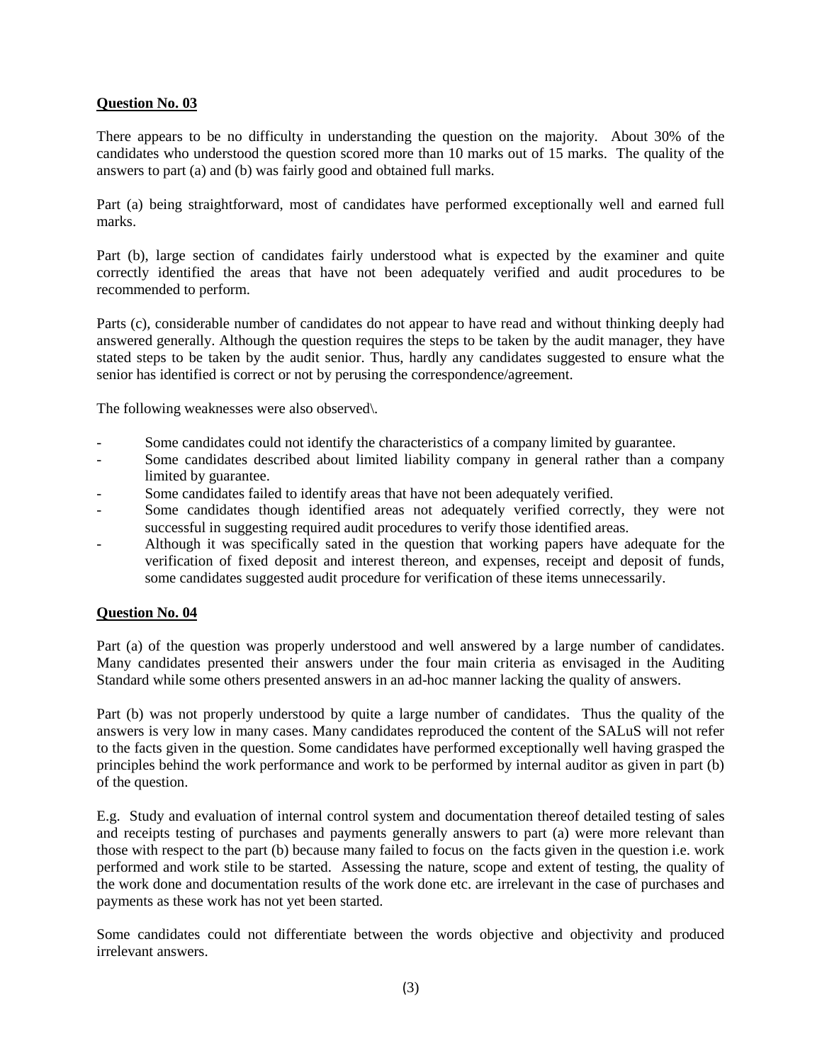**Question No. 03**

There appears to be no difficulty in understanding the question on the majority. About 30% of the candidates who understood the question scored more than 10 marks out of 15 marks. The quality of the answers to part (a) and (b) was fairly good and obtained full marks.

Part (a) being straightforward, most of candidates have performed exceptionally well and earned full marks.

Part (b), large section of candidates fairly understood what is expected by the examiner and quite correctly identified the areas that have not been adequately verified and audit procedures to be recommended to perform.

Parts (c), considerable number of candidates do not appear to have read and without thinking deeply had answered generally. Although the question requires the steps to be taken by the audit manager, they have stated steps to be taken by the audit senior. Thus, hardly any candidates suggested to ensure what the senior has identified is correct or not by perusing the correspondence/agreement.

The following weaknesses were also observed\.

- Some candidates could not identify the characteristics of a company limited by guarantee.
- Some candidates described about limited liability company in general rather than a company limited by guarantee.
- Some candidates failed to identify areas that have not been adequately verified.
- Some candidates though identified areas not adequately verified correctly, they were not successful in suggesting required audit procedures to verify those identified areas.
- Although it was specifically sated in the question that working papers have adequate for the verification of fixed deposit and interest thereon, and expenses, receipt and deposit of funds, some candidates suggested audit procedure for verification of these items unnecessarily.

**Question No. 04**

Part (a) of the question was properly understood and well answered by a large number of candidates. Many candidates presented their answers under the four main criteria as envisaged in the Auditing Standard while some others presented answers in an ad-hoc manner lacking the quality of answers.

Part (b) was not properly understood by quite a large number of candidates. Thus the quality of the answers is very low in many cases. Many candidates reproduced the content of the SALuS will not refer to the facts given in the question. Some candidates have performed exceptionally well having grasped the principles behind the work performance and work to be performed by internal auditor as given in part (b) of the question.

E.g. Study and evaluation of internal control system and documentation thereof detailed testing of sales and receipts testing of purchases and payments generally answers to part (a) were more relevant than those with respect to the part (b) because many failed to focus on the facts given in the question i.e. work performed and work stile to be started. Assessing the nature, scope and extent of testing, the quality of the work done and documentation results of the work done etc. are irrelevant in the case of purchases and payments as these work has not yet been started.

Some candidates could not differentiate between the words objective and objectivity and produced irrelevant answers.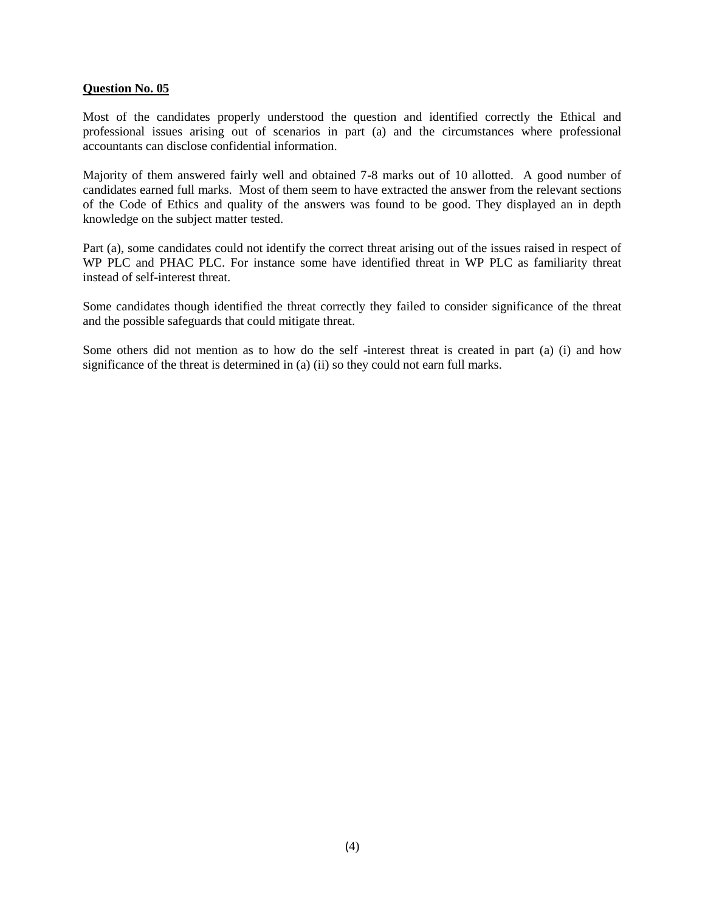**Question No. 05**

Most of the candidates properly understood the question and identified correctly the Ethical and professional issues arising out of scenarios in part (a) and the circumstances where professional accountants can disclose confidential information.

Majority of them answered fairly well and obtained 7-8 marks out of 10 allotted. A good number of candidates earned full marks. Most of them seem to have extracted the answer from the relevant sections of the Code of Ethics and quality of the answers was found to be good. They displayed an in depth knowledge on the subject matter tested.

Part (a), some candidates could not identify the correct threat arising out of the issues raised in respect of WP PLC and PHAC PLC. For instance some have identified threat in WP PLC as familiarity threat instead of self-interest threat.

Some candidates though identified the threat correctly they failed to consider significance of the threat and the possible safeguards that could mitigate threat.

Some others did not mention as to how do the self -interest threat is created in part (a) (i) and how significance of the threat is determined in (a) (ii) so they could not earn full marks.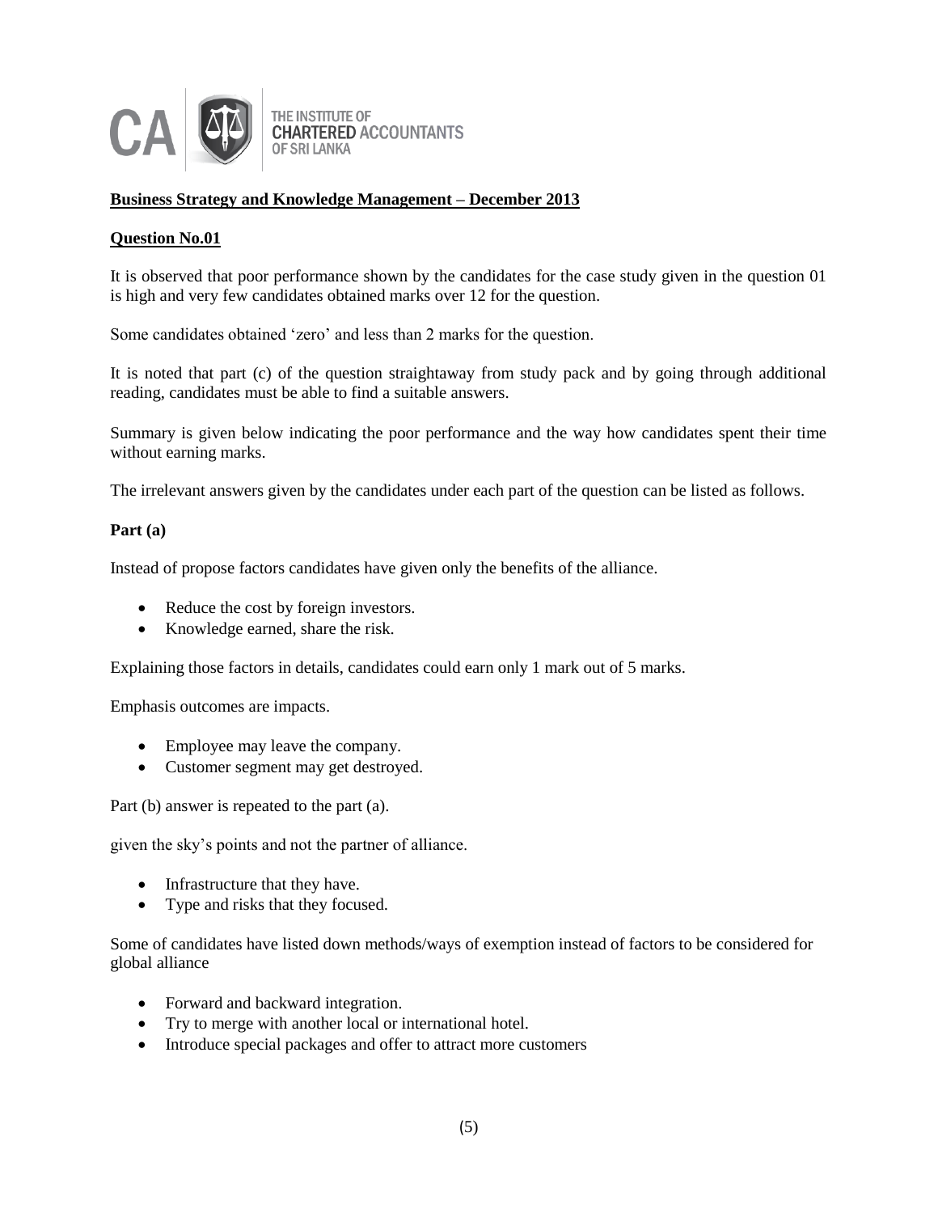**Business Strategy and Knowledge Management – December 2013**

**Question No.01**

It is observed that poor performance shown by the candidates for the case study given in the question 01 is high and very few candidates obtained marks over 12 for the question.

Some candidates obtained 'zero' and less than 2 marks for the question.

It is noted that part (c) of the question straightaway from study pack and by going through additional reading, candidates must be able to find a suitable answers.

Summary is given below indicating the poor performance and the way how candidates spent their time without earning marks.

The irrelevant answers given by the candidates under each part of the question can be listed as follows.

**Part (a)**

Instead of propose factors candidates have given only the benefits of the alliance.

- Reduce the cost by foreign investors.
- Knowledge earned, share the risk.

Explaining those factors in details, candidates could earn only 1 mark out of 5 marks.

Emphasis outcomes are impacts.

- Employee may leave the company.
- Customer segment may get destroyed.

Part (b) answer is repeated to the part (a).

given the sky's points and not the partner of alliance.

- Infrastructure that they have.
- Type and risks that they focused.

Some of candidates have listed down methods/ways of exemption instead of factors to be considered for global alliance

- Forward and backward integration.
- Try to merge with another local or international hotel.
- Introduce special packages and offer to attract more customers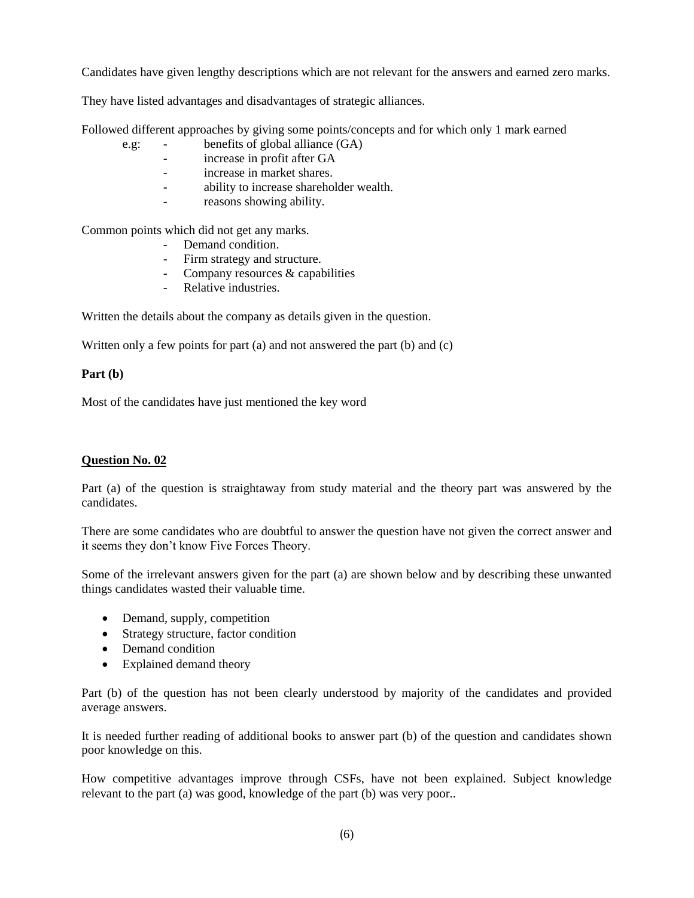Candidates have given lengthy descriptions which are not relevant for the answers and earned zero marks.

They have listed advantages and disadvantages of strategic alliances.

Followed different approaches by giving some points/concepts and for which only 1 mark earned

e.g:
- benefits of global alliance (GA)
- increase in profit after GA
- increase in market shares.
- ability to increase shareholder wealth.
- reasons showing ability.

Common points which did not get any marks.

- Demand condition.
- Firm strategy and structure.
- Company resources & capabilities
- Relative industries.

Written the details about the company as details given in the question.

Written only a few points for part (a) and not answered the part (b) and (c)

**Part (b)**

Most of the candidates have just mentioned the key word

**Question No. 02**

Part (a) of the question is straightaway from study material and the theory part was answered by the candidates.

There are some candidates who are doubtful to answer the question have not given the correct answer and it seems they don't know Five Forces Theory.

Some of the irrelevant answers given for the part (a) are shown below and by describing these unwanted things candidates wasted their valuable time.

- Demand, supply, competition
- Strategy structure, factor condition
- Demand condition
- Explained demand theory

Part (b) of the question has not been clearly understood by majority of the candidates and provided average answers.

It is needed further reading of additional books to answer part (b) of the question and candidates shown poor knowledge on this.

How competitive advantages improve through CSFs, have not been explained. Subject knowledge relevant to the part (a) was good, knowledge of the part (b) was very poor..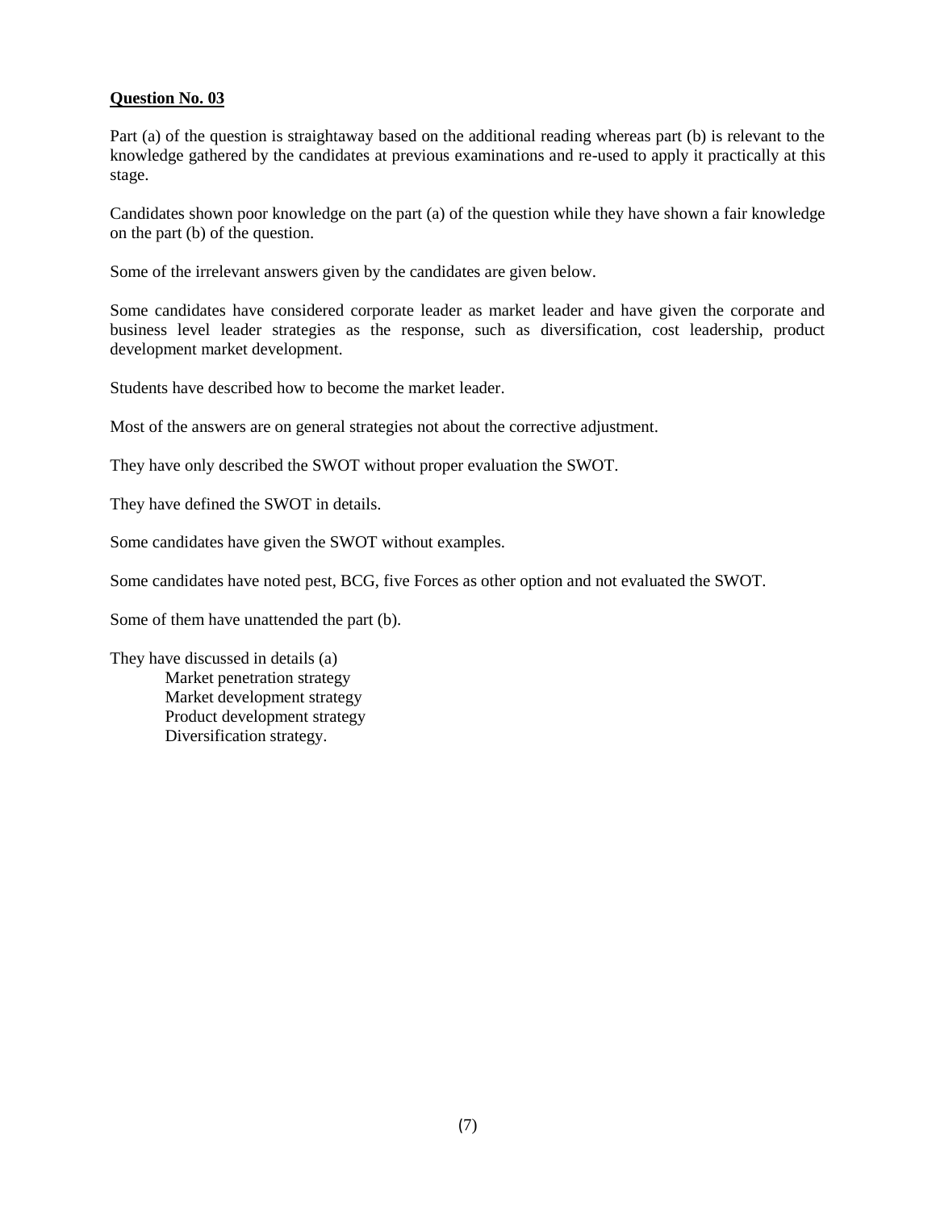**Question No. 03**

Part (a) of the question is straightaway based on the additional reading whereas part (b) is relevant to the knowledge gathered by the candidates at previous examinations and re-used to apply it practically at this stage.

Candidates shown poor knowledge on the part (a) of the question while they have shown a fair knowledge on the part (b) of the question.

Some of the irrelevant answers given by the candidates are given below.

Some candidates have considered corporate leader as market leader and have given the corporate and business level leader strategies as the response, such as diversification, cost leadership, product development market development.

Students have described how to become the market leader.

Most of the answers are on general strategies not about the corrective adjustment.

They have only described the SWOT without proper evaluation the SWOT.

They have defined the SWOT in details.

Some candidates have given the SWOT without examples.

Some candidates have noted pest, BCG, five Forces as other option and not evaluated the SWOT.

Some of them have unattended the part (b).

They have discussed in details (a)

- Market penetration strategy
- Market development strategy
- Product development strategy
- Diversification strategy.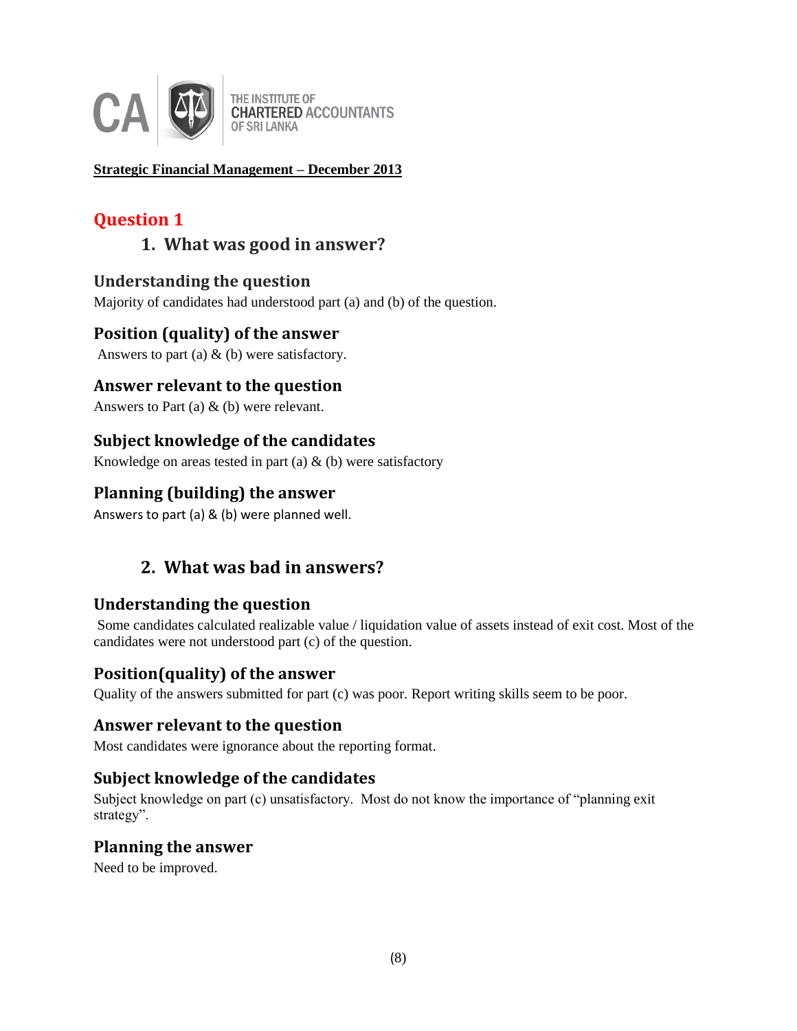THE INSTITUTE OF CHARTERED ACCOUNTANTS OF SRI LANKA

**Strategic Financial Management – December 2013**

# Question 1

## 1. What was good in answer?

### Understanding the question
Majority of candidates had understood part (a) and (b) of the question.

### Position (quality) of the answer
Answers to part (a) & (b) were satisfactory.

### Answer relevant to the question
Answers to Part (a) & (b) were relevant.

### Subject knowledge of the candidates
Knowledge on areas tested in part (a) & (b) were satisfactory

### Planning (building) the answer
Answers to part (a) & (b) were planned well.

## 2. What was bad in answers?

### Understanding the question
Some candidates calculated realizable value / liquidation value of assets instead of exit cost. Most of the candidates were not understood part (c) of the question.

### Position(quality) of the answer
Quality of the answers submitted for part (c) was poor. Report writing skills seem to be poor.

### Answer relevant to the question
Most candidates were ignorance about the reporting format.

### Subject knowledge of the candidates
Subject knowledge on part (c) unsatisfactory. Most do not know the importance of "planning exit strategy".

### Planning the answer
Need to be improved.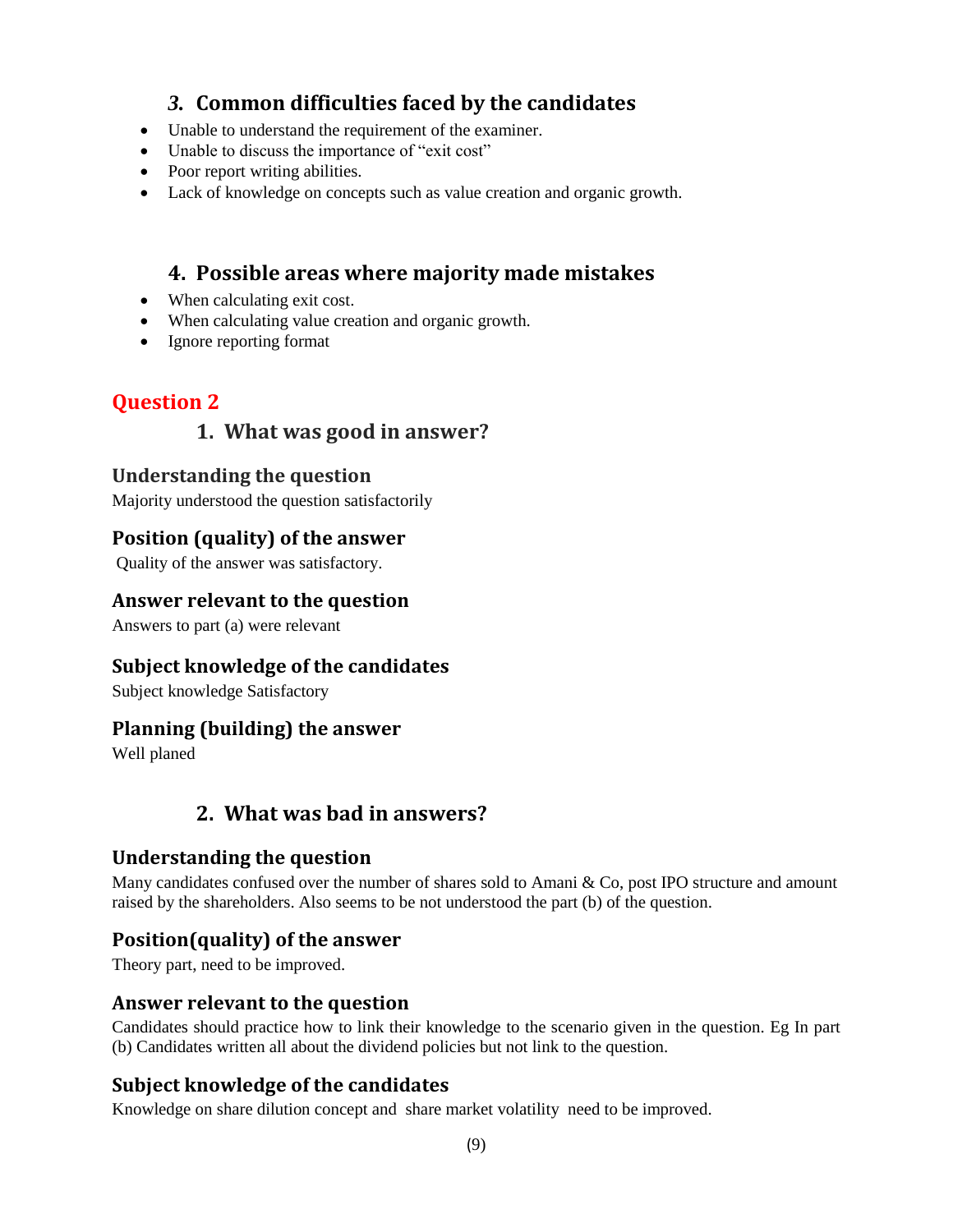### *3.* Common difficulties faced by the candidates

- Unable to understand the requirement of the examiner.
- Unable to discuss the importance of "exit cost"
- Poor report writing abilities.
- Lack of knowledge on concepts such as value creation and organic growth.

### 4. Possible areas where majority made mistakes

- When calculating exit cost.
- When calculating value creation and organic growth.
- Ignore reporting format

## Question 2

### 1. What was good in answer?

#### Understanding the question

Majority understood the question satisfactorily

#### Position (quality) of the answer

Quality of the answer was satisfactory.

#### Answer relevant to the question

Answers to part (a) were relevant

#### Subject knowledge of the candidates

Subject knowledge Satisfactory

#### Planning (building) the answer

Well planed

### 2. What was bad in answers?

#### Understanding the question

Many candidates confused over the number of shares sold to Amani & Co, post IPO structure and amount raised by the shareholders. Also seems to be not understood the part (b) of the question.

#### Position(quality) of the answer

Theory part, need to be improved.

#### Answer relevant to the question

Candidates should practice how to link their knowledge to the scenario given in the question. Eg In part (b) Candidates written all about the dividend policies but not link to the question.

#### Subject knowledge of the candidates

Knowledge on share dilution concept and share market volatility need to be improved.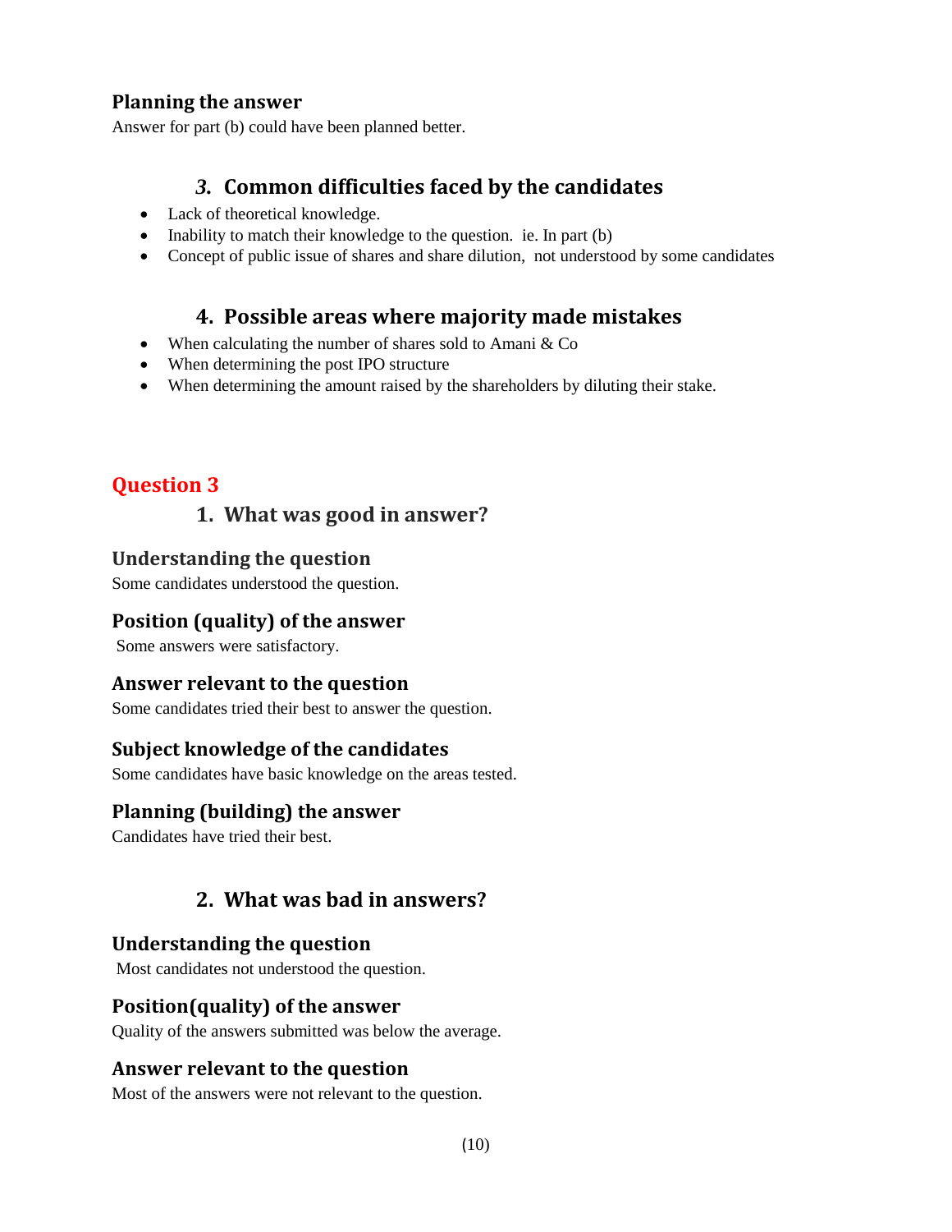### Planning the answer

Answer for part (b) could have been planned better.

## *3.* Common difficulties faced by the candidates

- Lack of theoretical knowledge.
- Inability to match their knowledge to the question. ie. In part (b)
- Concept of public issue of shares and share dilution, not understood by some candidates

## 4. Possible areas where majority made mistakes

- When calculating the number of shares sold to Amani & Co
- When determining the post IPO structure
- When determining the amount raised by the shareholders by diluting their stake.

# Question 3

## 1. What was good in answer?

### Understanding the question

Some candidates understood the question.

### Position (quality) of the answer

Some answers were satisfactory.

### Answer relevant to the question

Some candidates tried their best to answer the question.

### Subject knowledge of the candidates

Some candidates have basic knowledge on the areas tested.

### Planning (building) the answer

Candidates have tried their best.

## 2. What was bad in answers?

### Understanding the question

Most candidates not understood the question.

### Position(quality) of the answer

Quality of the answers submitted was below the average.

### Answer relevant to the question

Most of the answers were not relevant to the question.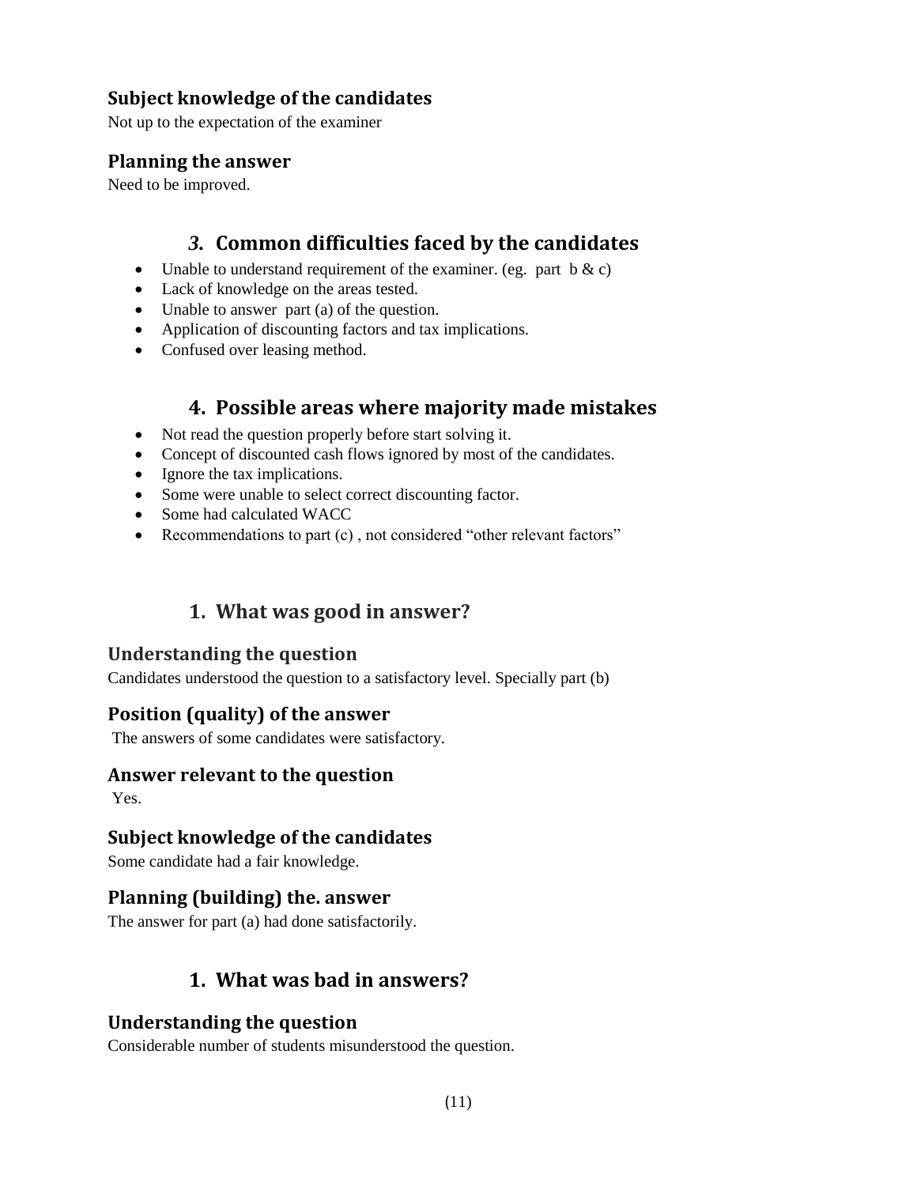### Subject knowledge of the candidates

Not up to the expectation of the examiner

### Planning the answer

Need to be improved.

## *3.* Common difficulties faced by the candidates

- Unable to understand requirement of the examiner. (eg. part b & c)
- Lack of knowledge on the areas tested.
- Unable to answer part (a) of the question.
- Application of discounting factors and tax implications.
- Confused over leasing method.

## 4. Possible areas where majority made mistakes

- Not read the question properly before start solving it.
- Concept of discounted cash flows ignored by most of the candidates.
- Ignore the tax implications.
- Some were unable to select correct discounting factor.
- Some had calculated WACC
- Recommendations to part (c) , not considered "other relevant factors"

## 1. What was good in answer?

### Understanding the question

Candidates understood the question to a satisfactory level. Specially part (b)

### Position (quality) of the answer

The answers of some candidates were satisfactory.

### Answer relevant to the question

Yes.

### Subject knowledge of the candidates

Some candidate had a fair knowledge.

### Planning (building) the. answer

The answer for part (a) had done satisfactorily.

## 1. What was bad in answers?

### Understanding the question

Considerable number of students misunderstood the question.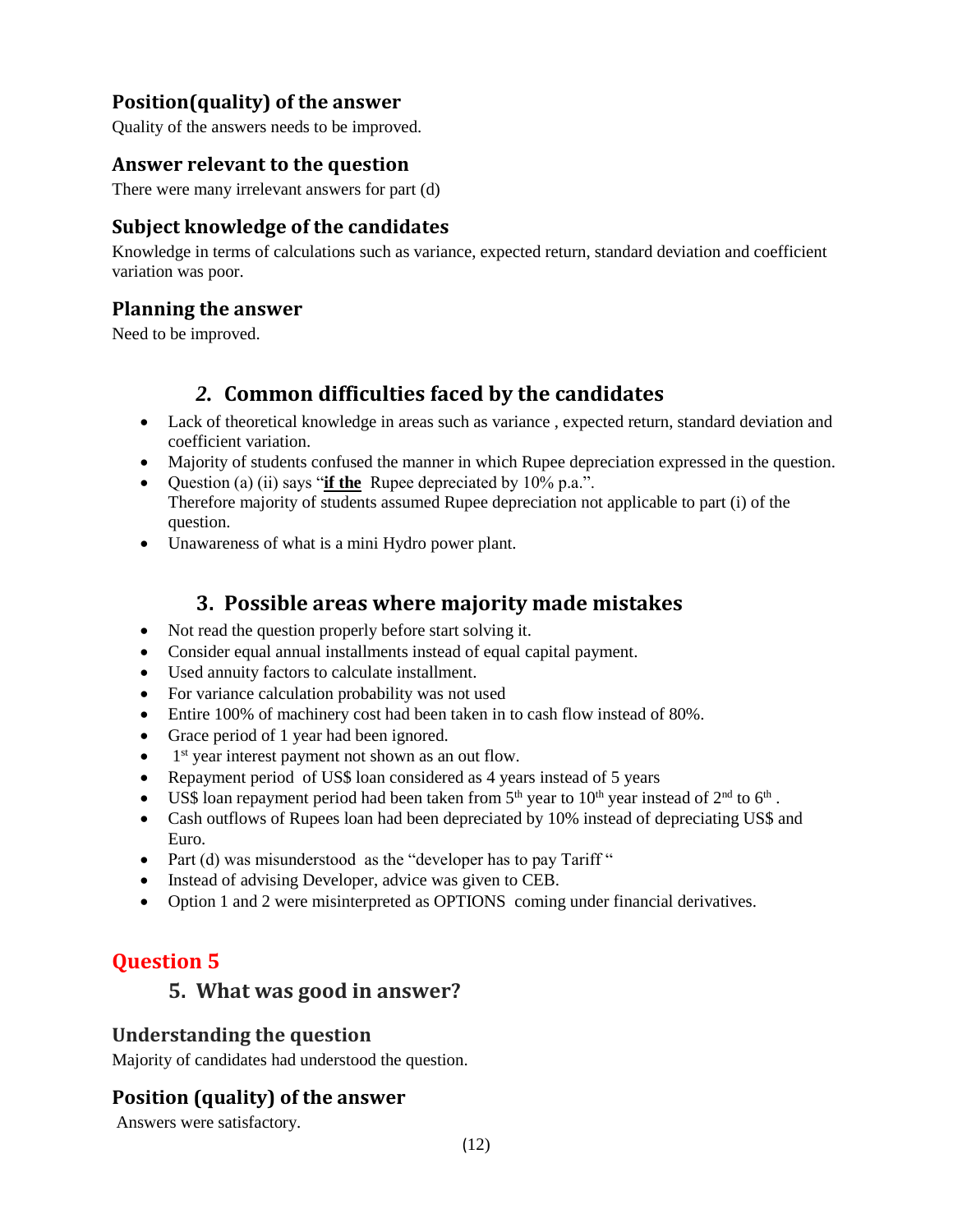### Position(quality) of the answer

Quality of the answers needs to be improved.

### Answer relevant to the question

There were many irrelevant answers for part (d)

### Subject knowledge of the candidates

Knowledge in terms of calculations such as variance, expected return, standard deviation and coefficient variation was poor.

### Planning the answer

Need to be improved.

## *2.* Common difficulties faced by the candidates

- Lack of theoretical knowledge in areas such as variance , expected return, standard deviation and coefficient variation.
- Majority of students confused the manner in which Rupee depreciation expressed in the question.
- Question (a) (ii) says "**<u>if the</u>** Rupee depreciated by 10% p.a.".
  Therefore majority of students assumed Rupee depreciation not applicable to part (i) of the question.
- Unawareness of what is a mini Hydro power plant.

## 3. Possible areas where majority made mistakes

- Not read the question properly before start solving it.
- Consider equal annual installments instead of equal capital payment.
- Used annuity factors to calculate installment.
- For variance calculation probability was not used
- Entire 100% of machinery cost had been taken in to cash flow instead of 80%.
- Grace period of 1 year had been ignored.
- 1st year interest payment not shown as an out flow.
- Repayment period of US$ loan considered as 4 years instead of 5 years
- US$ loan repayment period had been taken from 5th year to 10th year instead of 2nd to 6th .
- Cash outflows of Rupees loan had been depreciated by 10% instead of depreciating US$ and Euro.
- Part (d) was misunderstood as the "developer has to pay Tariff "
- Instead of advising Developer, advice was given to CEB.
- Option 1 and 2 were misinterpreted as OPTIONS coming under financial derivatives.

# Question 5

## 5. What was good in answer?

### Understanding the question

Majority of candidates had understood the question.

### Position (quality) of the answer

Answers were satisfactory.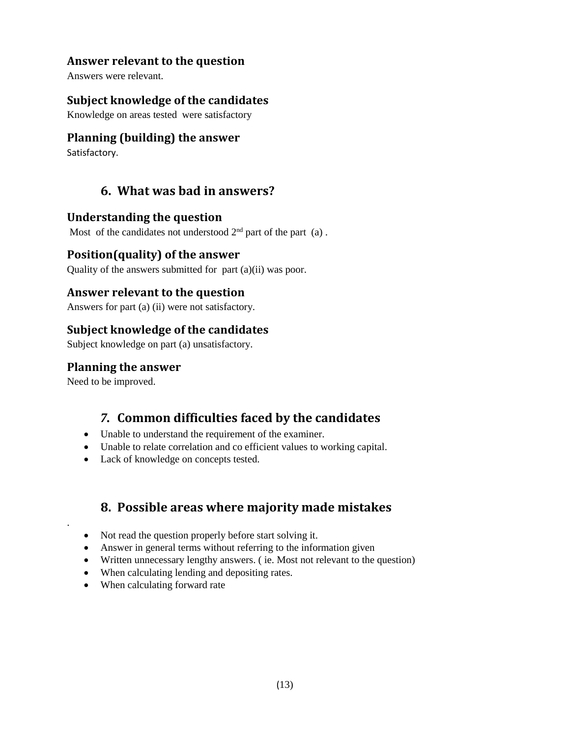### Answer relevant to the question

Answers were relevant.

### Subject knowledge of the candidates

Knowledge on areas tested were satisfactory

### Planning (building) the answer

Satisfactory.

## 6. What was bad in answers?

### Understanding the question

Most of the candidates not understood 2nd part of the part (a) .

### Position(quality) of the answer

Quality of the answers submitted for part (a)(ii) was poor.

### Answer relevant to the question

Answers for part (a) (ii) were not satisfactory.

### Subject knowledge of the candidates

Subject knowledge on part (a) unsatisfactory.

### Planning the answer

Need to be improved.

## *7.* Common difficulties faced by the candidates

- Unable to understand the requirement of the examiner.
- Unable to relate correlation and co efficient values to working capital.
- Lack of knowledge on concepts tested.

## 8. Possible areas where majority made mistakes

.

- Not read the question properly before start solving it.
- Answer in general terms without referring to the information given
- Written unnecessary lengthy answers. ( ie. Most not relevant to the question)
- When calculating lending and depositing rates.
- When calculating forward rate